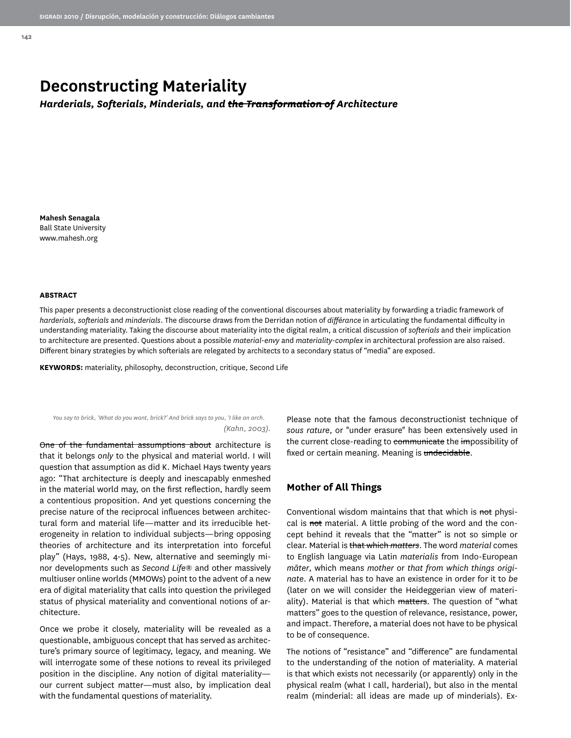# Deconstructing Materiality

## *Harderials, Softerials, Minderials, and ~~the Transformation of~~ Architecture*

**Mahesh Senagala**
Ball State University
www.mahesh.org

**ABSTRACT**

This paper presents a deconstructionist close reading of the conventional discourses about materiality by forwarding a triadic framework of *harderials, softerials* and *minderials*. The discourse draws from the Derridan notion of *différance* in articulating the fundamental difficulty in understanding materiality. Taking the discourse about materiality into the digital realm, a critical discussion of *softerials* and their implication to architecture are presented. Questions about a possible *material-envy* and *materiality-complex* in architectural profession are also raised. Different binary strategies by which softerials are relegated by architects to a secondary status of "media" are exposed.

**KEYWORDS:** materiality, philosophy, deconstruction, critique, Second Life

> *You say to brick, 'What do you want, brick?' And brick says to you, 'I like an arch.'*
> *(Kahn, 2003).*

~~One of the fundamental assumptions about~~ architecture is that it belongs *only* to the physical and material world. I will question that assumption as did K. Michael Hays twenty years ago: "That architecture is deeply and inescapably enmeshed in the material world may, on the first reflection, hardly seem a contentious proposition. And yet questions concerning the precise nature of the reciprocal influences between architectural form and material life—matter and its irreducible heterogeneity in relation to individual subjects—bring opposing theories of architecture and its interpretation into forceful play" (Hays, 1988, 4-5). New, alternative and seemingly minor developments such as *Second Life*® and other massively multiuser online worlds (MMOWs) point to the advent of a new era of digital materiality that calls into question the privileged status of physical materiality and conventional notions of architecture.

Once we probe it closely, materiality will be revealed as a questionable, ambiguous concept that has served as architecture's primary source of legitimacy, legacy, and meaning. We will interrogate some of these notions to reveal its privileged position in the discipline. Any notion of digital materiality—our current subject matter—must also, by implication deal with the fundamental questions of materiality.

Please note that the famous deconstructionist technique of *sous rature*, or "under erasure" has been extensively used in the current close-reading to ~~communicate~~ the ~~im~~possibility of fixed or certain meaning. Meaning is ~~undecidable~~.

## Mother of All Things

Conventional wisdom maintains that that which is ~~not~~ physical is ~~not~~ material. A little probing of the word and the concept behind it reveals that the "matter" is not so simple or clear. Material is ~~that which *matters*~~. The word *material* comes to English language via Latin *materialis* from Indo-European *māter*, which means *mother* or *that from which things originate*. A material has to have an existence in order for it to *be* (later on we will consider the Heideggerian view of materiality). Material is that which ~~matters~~. The question of "what matters" goes to the question of relevance, resistance, power, and impact. Therefore, a material does not have to be physical to be of consequence.

The notions of "resistance" and "difference" are fundamental to the understanding of the notion of materiality. A material is that which exists not necessarily (or apparently) only in the physical realm (what I call, harderial), but also in the mental realm (minderial: all ideas are made up of minderials). Ex-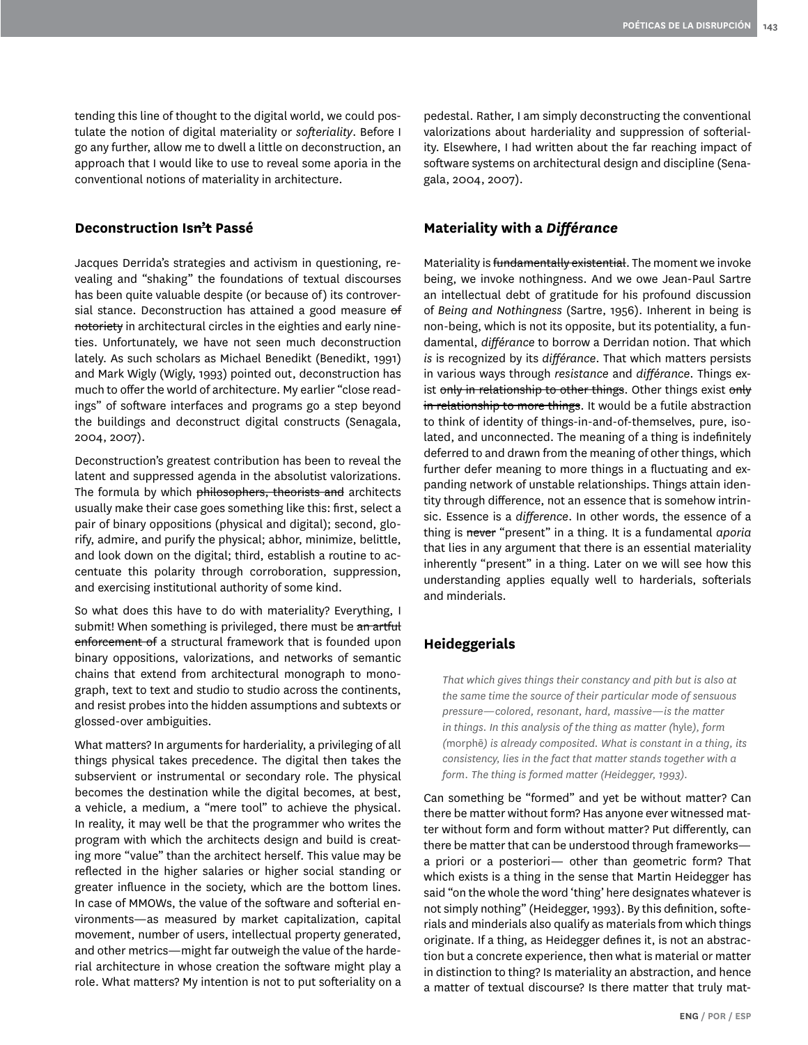tending this line of thought to the digital world, we could postulate the notion of digital materiality or *softeriality*. Before I go any further, allow me to dwell a little on deconstruction, an approach that I would like to use to reveal some aporia in the conventional notions of materiality in architecture.

## Deconstruction Is~~n't~~ Passé

Jacques Derrida's strategies and activism in questioning, revealing and "shaking" the foundations of textual discourses has been quite valuable despite (or because of) its controversial stance. Deconstruction has attained a good measure ~~of notoriety~~ in architectural circles in the eighties and early nineties. Unfortunately, we have not seen much deconstruction lately. As such scholars as Michael Benedikt (Benedikt, 1991) and Mark Wigly (Wigly, 1993) pointed out, deconstruction has much to offer the world of architecture. My earlier "close readings" of software interfaces and programs go a step beyond the buildings and deconstruct digital constructs (Senagala, 2004, 2007).

Deconstruction's greatest contribution has been to reveal the latent and suppressed agenda in the absolutist valorizations. The formula by which ~~philosophers, theorists and~~ architects usually make their case goes something like this: first, select a pair of binary oppositions (physical and digital); second, glorify, admire, and purify the physical; abhor, minimize, belittle, and look down on the digital; third, establish a routine to accentuate this polarity through corroboration, suppression, and exercising institutional authority of some kind.

So what does this have to do with materiality? Everything, I submit! When something is privileged, there must be ~~an artful enforcement of~~ a structural framework that is founded upon binary oppositions, valorizations, and networks of semantic chains that extend from architectural monograph to monograph, text to text and studio to studio across the continents, and resist probes into the hidden assumptions and subtexts or glossed-over ambiguities.

What matters? In arguments for harderiality, a privileging of all things physical takes precedence. The digital then takes the subservient or instrumental or secondary role. The physical becomes the destination while the digital becomes, at best, a vehicle, a medium, a "mere tool" to achieve the physical. In reality, it may well be that the programmer who writes the program with which the architects design and build is creating more "value" than the architect herself. This value may be reflected in the higher salaries or higher social standing or greater influence in the society, which are the bottom lines. In case of MMOWs, the value of the software and softerial environments—as measured by market capitalization, capital movement, number of users, intellectual property generated, and other metrics—might far outweigh the value of the harderial architecture in whose creation the software might play a role. What matters? My intention is not to put softeriality on a pedestal. Rather, I am simply deconstructing the conventional valorizations about harderiality and suppression of softeriality. Elsewhere, I had written about the far reaching impact of software systems on architectural design and discipline (Senagala, 2004, 2007).

## Materiality with a *Différance*

Materiality is ~~fundamentally existential~~. The moment we invoke being, we invoke nothingness. And we owe Jean-Paul Sartre an intellectual debt of gratitude for his profound discussion of *Being and Nothingness* (Sartre, 1956). Inherent in being is non-being, which is not its opposite, but its potentiality, a fundamental, *différance* to borrow a Derridan notion. That which *is* is recognized by its *différance*. That which matters persists in various ways through *resistance* and *différance*. Things exist ~~only in relationship to other things~~. Other things exist ~~only in relationship to more things~~. It would be a futile abstraction to think of identity of things-in-and-of-themselves, pure, isolated, and unconnected. The meaning of a thing is indefinitely deferred to and drawn from the meaning of other things, which further defer meaning to more things in a fluctuating and expanding network of unstable relationships. Things attain identity through difference, not an essence that is somehow intrinsic. Essence is a *difference*. In other words, the essence of a thing is ~~never~~ "present" in a thing. It is a fundamental *aporia* that lies in any argument that there is an essential materiality inherently "present" in a thing. Later on we will see how this understanding applies equally well to harderials, softerials and minderials.

## Heideggerials

> *That which gives things their constancy and pith but is also at the same time the source of their particular mode of sensuous pressure—colored, resonant, hard, massive—is the matter in things. In this analysis of the thing as matter (*hyle*), form (*morphē*) is already composited. What is constant in a thing, its consistency, lies in the fact that matter stands together with a form. The thing is formed matter (Heidegger, 1993).*

Can something be "formed" and yet be without matter? Can there be matter without form? Has anyone ever witnessed matter without form and form without matter? Put differently, can there be matter that can be understood through frameworks—a priori or a posteriori— other than geometric form? That which exists is a thing in the sense that Martin Heidegger has said "on the whole the word 'thing' here designates whatever is not simply nothing" (Heidegger, 1993). By this definition, softerials and minderials also qualify as materials from which things originate. If a thing, as Heidegger defines it, is not an abstraction but a concrete experience, then what is material or matter in distinction to thing? Is materiality an abstraction, and hence a matter of textual discourse? Is there matter that truly mat-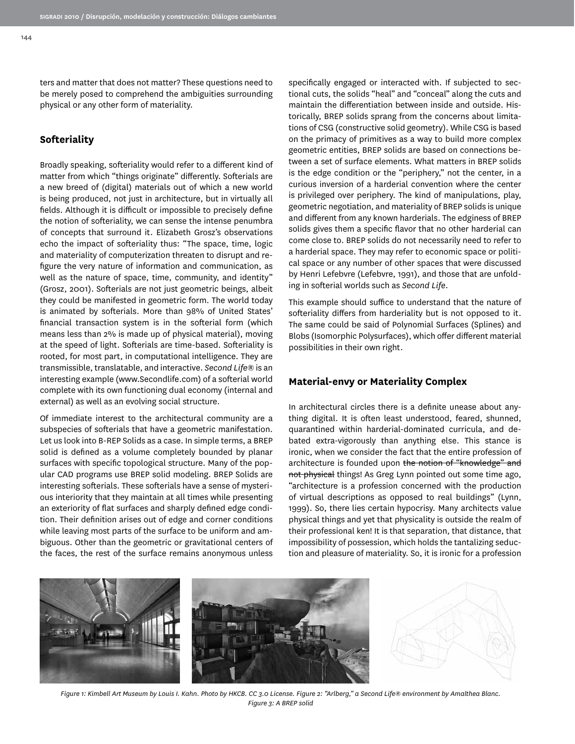ters and matter that does not matter? These questions need to be merely posed to comprehend the ambiguities surrounding physical or any other form of materiality.

## Softeriality

Broadly speaking, softeriality would refer to a different kind of matter from which "things originate" differently. Softerials are a new breed of (digital) materials out of which a new world is being produced, not just in architecture, but in virtually all fields. Although it is difficult or impossible to precisely define the notion of softeriality, we can sense the intense penumbra of concepts that surround it. Elizabeth Grosz's observations echo the impact of softeriality thus: "The space, time, logic and materiality of computerization threaten to disrupt and refigure the very nature of information and communication, as well as the nature of space, time, community, and identity" (Grosz, 2001). Softerials are not just geometric beings, albeit they could be manifested in geometric form. The world today is animated by softerials. More than 98% of United States' financial transaction system is in the softerial form (which means less than 2% is made up of physical material), moving at the speed of light. Softerials are time-based. Softeriality is rooted, for most part, in computational intelligence. They are transmissible, translatable, and interactive. *Second Life®* is an interesting example (www.Secondlife.com) of a softerial world complete with its own functioning dual economy (internal and external) as well as an evolving social structure.

Of immediate interest to the architectural community are a subspecies of softerials that have a geometric manifestation. Let us look into B-REP Solids as a case. In simple terms, a BREP solid is defined as a volume completely bounded by planar surfaces with specific topological structure. Many of the popular CAD programs use BREP solid modeling. BREP Solids are interesting softerials. These softerials have a sense of mysterious interiority that they maintain at all times while presenting an exteriority of flat surfaces and sharply defined edge condition. Their definition arises out of edge and corner conditions while leaving most parts of the surface to be uniform and ambiguous. Other than the geometric or gravitational centers of the faces, the rest of the surface remains anonymous unless specifically engaged or interacted with. If subjected to sectional cuts, the solids "heal" and "conceal" along the cuts and maintain the differentiation between inside and outside. Historically, BREP solids sprang from the concerns about limitations of CSG (constructive solid geometry). While CSG is based on the primacy of primitives as a way to build more complex geometric entities, BREP solids are based on connections between a set of surface elements. What matters in BREP solids is the edge condition or the "periphery," not the center, in a curious inversion of a harderial convention where the center is privileged over periphery. The kind of manipulations, play, geometric negotiation, and materiality of BREP solids is unique and different from any known harderials. The edginess of BREP solids gives them a specific flavor that no other harderial can come close to. BREP solids do not necessarily need to refer to a harderial space. They may refer to economic space or political space or any number of other spaces that were discussed by Henri Lefebvre (Lefebvre, 1991), and those that are unfolding in softerial worlds such as *Second Life*.

This example should suffice to understand that the nature of softeriality differs from harderiality but is not opposed to it. The same could be said of Polynomial Surfaces (Splines) and Blobs (Isomorphic Polysurfaces), which offer different material possibilities in their own right.

## Material-envy or Materiality Complex

In architectural circles there is a definite unease about anything digital. It is often least understood, feared, shunned, quarantined within harderial-dominated curricula, and debated extra-vigorously than anything else. This stance is ironic, when we consider the fact that the entire profession of architecture is founded upon ~~the notion of "knowledge" and not physical~~ things! As Greg Lynn pointed out some time ago, "architecture is a profession concerned with the production of virtual descriptions as opposed to real buildings" (Lynn, 1999). So, there lies certain hypocrisy. Many architects value physical things and yet that physicality is outside the realm of their professional ken! It is that separation, that distance, that impossibility of possession, which holds the tantalizing seduction and pleasure of materiality. So, it is ironic for a profession

*Figure 1: Kimbell Art Museum by Louis I. Kahn. Photo by HKCB. CC 3.0 License. Figure 2: "Arlberg," a Second Life® environment by Amalthea Blanc. Figure 3: A BREP solid*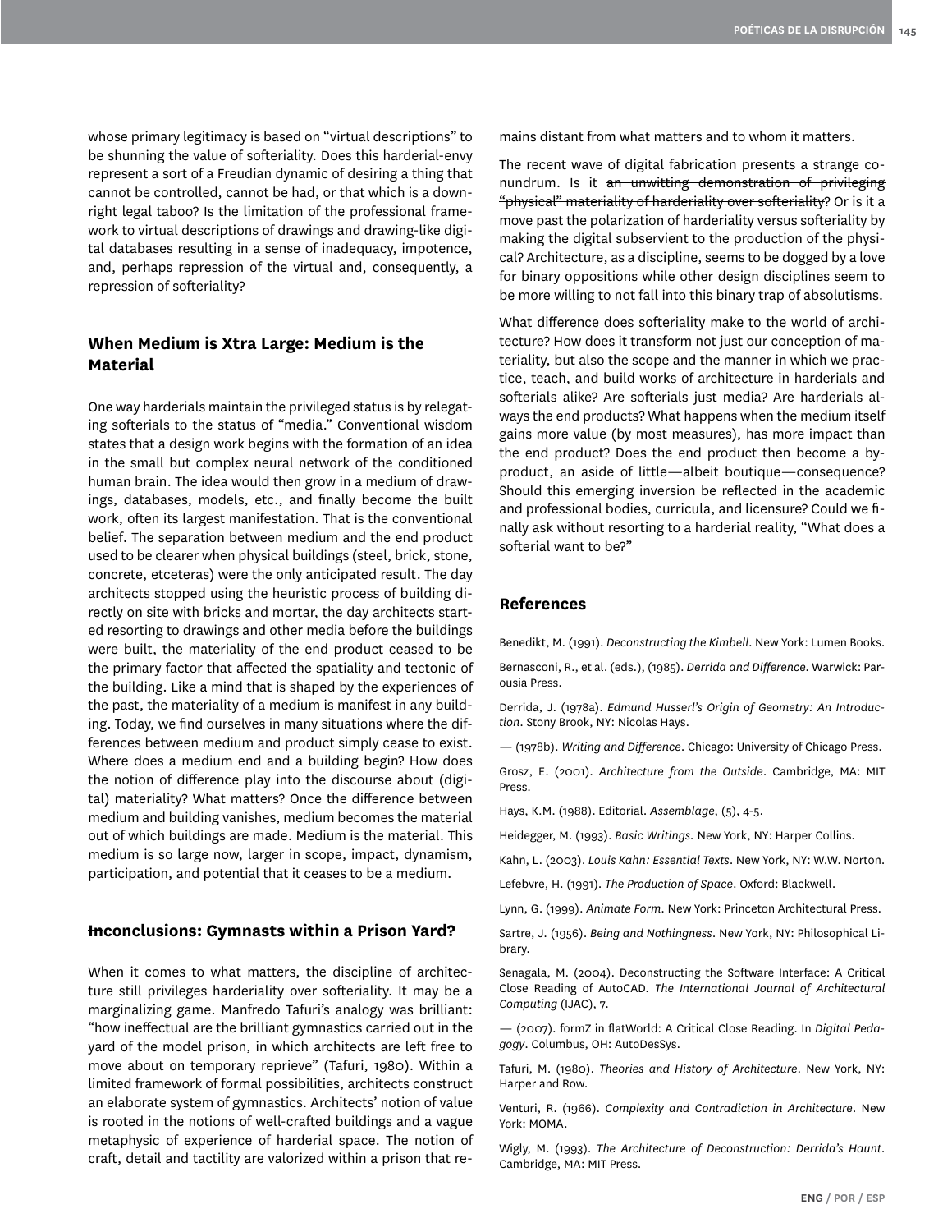whose primary legitimacy is based on "virtual descriptions" to be shunning the value of softeriality. Does this harderial-envy represent a sort of a Freudian dynamic of desiring a thing that cannot be controlled, cannot be had, or that which is a downright legal taboo? Is the limitation of the professional framework to virtual descriptions of drawings and drawing-like digital databases resulting in a sense of inadequacy, impotence, and, perhaps repression of the virtual and, consequently, a repression of softeriality?

## When Medium is Xtra Large: Medium is the Material

One way harderials maintain the privileged status is by relegating softerials to the status of "media." Conventional wisdom states that a design work begins with the formation of an idea in the small but complex neural network of the conditioned human brain. The idea would then grow in a medium of drawings, databases, models, etc., and finally become the built work, often its largest manifestation. That is the conventional belief. The separation between medium and the end product used to be clearer when physical buildings (steel, brick, stone, concrete, etceteras) were the only anticipated result. The day architects stopped using the heuristic process of building directly on site with bricks and mortar, the day architects started resorting to drawings and other media before the buildings were built, the materiality of the end product ceased to be the primary factor that affected the spatiality and tectonic of the building. Like a mind that is shaped by the experiences of the past, the materiality of a medium is manifest in any building. Today, we find ourselves in many situations where the differences between medium and product simply cease to exist. Where does a medium end and a building begin? How does the notion of difference play into the discourse about (digital) materiality? What matters? Once the difference between medium and building vanishes, medium becomes the material out of which buildings are made. Medium is the material. This medium is so large now, larger in scope, impact, dynamism, participation, and potential that it ceases to be a medium.

## ~~In~~conclusions: Gymnasts within a Prison Yard?

When it comes to what matters, the discipline of architecture still privileges harderiality over softeriality. It may be a marginalizing game. Manfredo Tafuri's analogy was brilliant: "how ineffectual are the brilliant gymnastics carried out in the yard of the model prison, in which architects are left free to move about on temporary reprieve" (Tafuri, 1980). Within a limited framework of formal possibilities, architects construct an elaborate system of gymnastics. Architects' notion of value is rooted in the notions of well-crafted buildings and a vague metaphysic of experience of harderial space. The notion of craft, detail and tactility are valorized within a prison that remains distant from what matters and to whom it matters.

The recent wave of digital fabrication presents a strange conundrum. Is it ~~an unwitting demonstration of privileging "physical" materiality of harderiality over softeriality~~? Or is it a move past the polarization of harderiality versus softeriality by making the digital subservient to the production of the physical? Architecture, as a discipline, seems to be dogged by a love for binary oppositions while other design disciplines seem to be more willing to not fall into this binary trap of absolutisms.

What difference does softeriality make to the world of architecture? How does it transform not just our conception of materiality, but also the scope and the manner in which we practice, teach, and build works of architecture in harderials and softerials alike? Are softerials just media? Are harderials always the end products? What happens when the medium itself gains more value (by most measures), has more impact than the end product? Does the end product then become a byproduct, an aside of little—albeit boutique—consequence? Should this emerging inversion be reflected in the academic and professional bodies, curricula, and licensure? Could we finally ask without resorting to a harderial reality, "What does a softerial want to be?"

## References

Benedikt, M. (1991). *Deconstructing the Kimbell*. New York: Lumen Books.

Bernasconi, R., et al. (eds.), (1985). *Derrida and Difference*. Warwick: Parousia Press.

Derrida, J. (1978a). *Edmund Husserl's Origin of Geometry: An Introduction*. Stony Brook, NY: Nicolas Hays.

— (1978b). *Writing and Difference*. Chicago: University of Chicago Press.

Grosz, E. (2001). *Architecture from the Outside*. Cambridge, MA: MIT Press.

Hays, K.M. (1988). Editorial. *Assemblage*, (5), 4-5.

Heidegger, M. (1993). *Basic Writings*. New York, NY: Harper Collins.

Kahn, L. (2003). *Louis Kahn: Essential Texts*. New York, NY: W.W. Norton.

Lefebvre, H. (1991). *The Production of Space*. Oxford: Blackwell.

Lynn, G. (1999). *Animate Form*. New York: Princeton Architectural Press.

Sartre, J. (1956). *Being and Nothingness*. New York, NY: Philosophical Library.

Senagala, M. (2004). Deconstructing the Software Interface: A Critical Close Reading of AutoCAD. *The International Journal of Architectural Computing* (IJAC), 7.

— (2007). formZ in flatWorld: A Critical Close Reading. In *Digital Pedagogy*. Columbus, OH: AutoDesSys.

Tafuri, M. (1980). *Theories and History of Architecture*. New York, NY: Harper and Row.

Venturi, R. (1966). *Complexity and Contradiction in Architecture*. New York: MOMA.

Wigly, M. (1993). *The Architecture of Deconstruction: Derrida's Haunt*. Cambridge, MA: MIT Press.